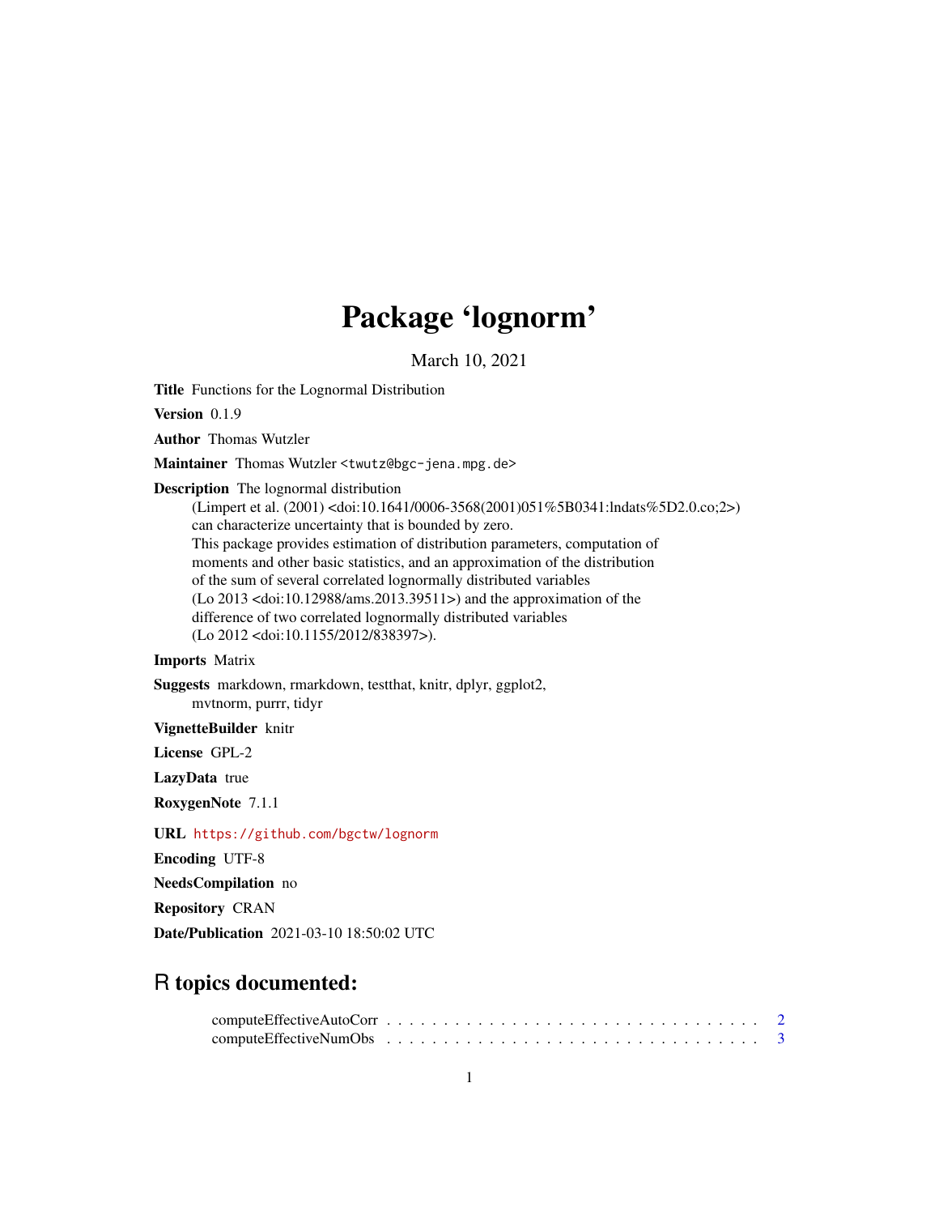# Package 'lognorm'

March 10, 2021

**Title** Functions for the Lognormal Distribution

**Version** 0.1.9

**Author** Thomas Wutzler

**Maintainer** Thomas Wutzler <twutz@bgc-jena.mpg.de>

**Description** The lognormal distribution
(Limpert et al. (2001) <doi:10.1641/0006-3568(2001)051%5B0341:lndats%5D2.0.co;2>)
can characterize uncertainty that is bounded by zero.
This package provides estimation of distribution parameters, computation of
moments and other basic statistics, and an approximation of the distribution
of the sum of several correlated lognormally distributed variables
(Lo 2013 <doi:10.12988/ams.2013.39511>) and the approximation of the
difference of two correlated lognormally distributed variables
(Lo 2012 <doi:10.1155/2012/838397>).

**Imports** Matrix

**Suggests** markdown, rmarkdown, testthat, knitr, dplyr, ggplot2,
mvtnorm, purrr, tidyr

**VignetteBuilder** knitr

**License** GPL-2

**LazyData** true

**RoxygenNote** 7.1.1

**URL** https://github.com/bgctw/lognorm

**Encoding** UTF-8

**NeedsCompilation** no

**Repository** CRAN

**Date/Publication** 2021-03-10 18:50:02 UTC

## R topics documented:

computeEffectiveAutoCorr . . . . . . . . . . . . . . . . . . . . . . . . . . . . . . . . 2
computeEffectiveNumObs . . . . . . . . . . . . . . . . . . . . . . . . . . . . . . . . 3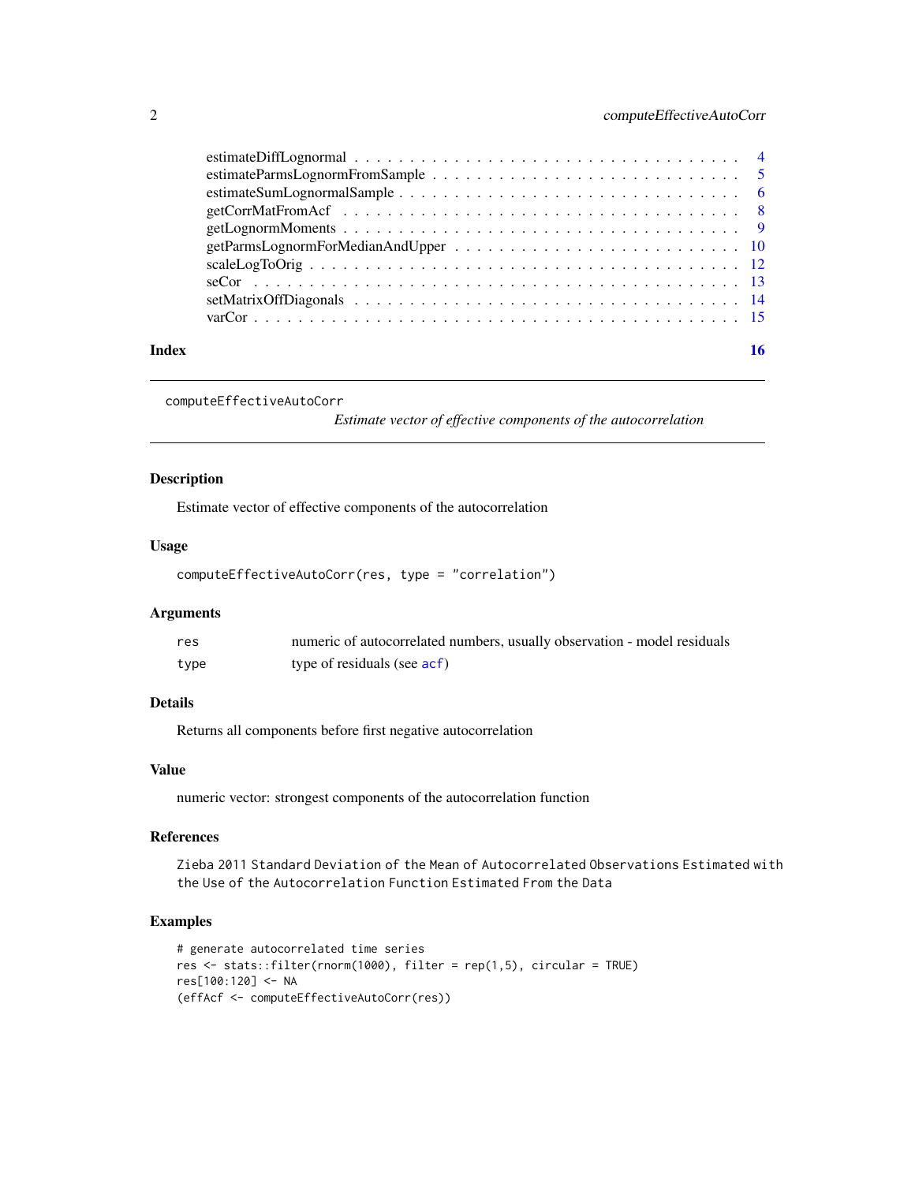estimateDiffLognormal . . . . . . . . . . . . . . . . . . . . . . . . . . . . . . . . . . 4
estimateParmsLognormFromSample . . . . . . . . . . . . . . . . . . . . . . . . . . . . . 5
estimateSumLognormalSample . . . . . . . . . . . . . . . . . . . . . . . . . . . . . . . 6
getCorrMatFromAcf . . . . . . . . . . . . . . . . . . . . . . . . . . . . . . . . . . . . 8
getLognormMoments . . . . . . . . . . . . . . . . . . . . . . . . . . . . . . . . . . . . 9
getParmsLognormForMedianAndUpper . . . . . . . . . . . . . . . . . . . . . . . . . . . 10
scaleLogToOrig . . . . . . . . . . . . . . . . . . . . . . . . . . . . . . . . . . . . . . 12
seCor . . . . . . . . . . . . . . . . . . . . . . . . . . . . . . . . . . . . . . . . . . . 13
setMatrixOffDiagonals . . . . . . . . . . . . . . . . . . . . . . . . . . . . . . . . . . 14
varCor . . . . . . . . . . . . . . . . . . . . . . . . . . . . . . . . . . . . . . . . . . 15

**Index** **16**

---

## computeEffectiveAutoCorr

*Estimate vector of effective components of the autocorrelation*

### Description

Estimate vector of effective components of the autocorrelation

### Usage

```
computeEffectiveAutoCorr(res, type = "correlation")
```

### Arguments

| | |
|---|---|
| `res` | numeric of autocorrelated numbers, usually observation - model residuals |
| `type` | type of residuals (see `acf`) |

### Details

Returns all components before first negative autocorrelation

### Value

numeric vector: strongest components of the autocorrelation function

### References

`Zieba 2011 Standard Deviation of the Mean of Autocorrelated Observations Estimated with the Use of the Autocorrelation Function Estimated From the Data`

### Examples

```
# generate autocorrelated time series
res <- stats::filter(rnorm(1000), filter = rep(1,5), circular = TRUE)
res[100:120] <- NA
(effAcf <- computeEffectiveAutoCorr(res))
```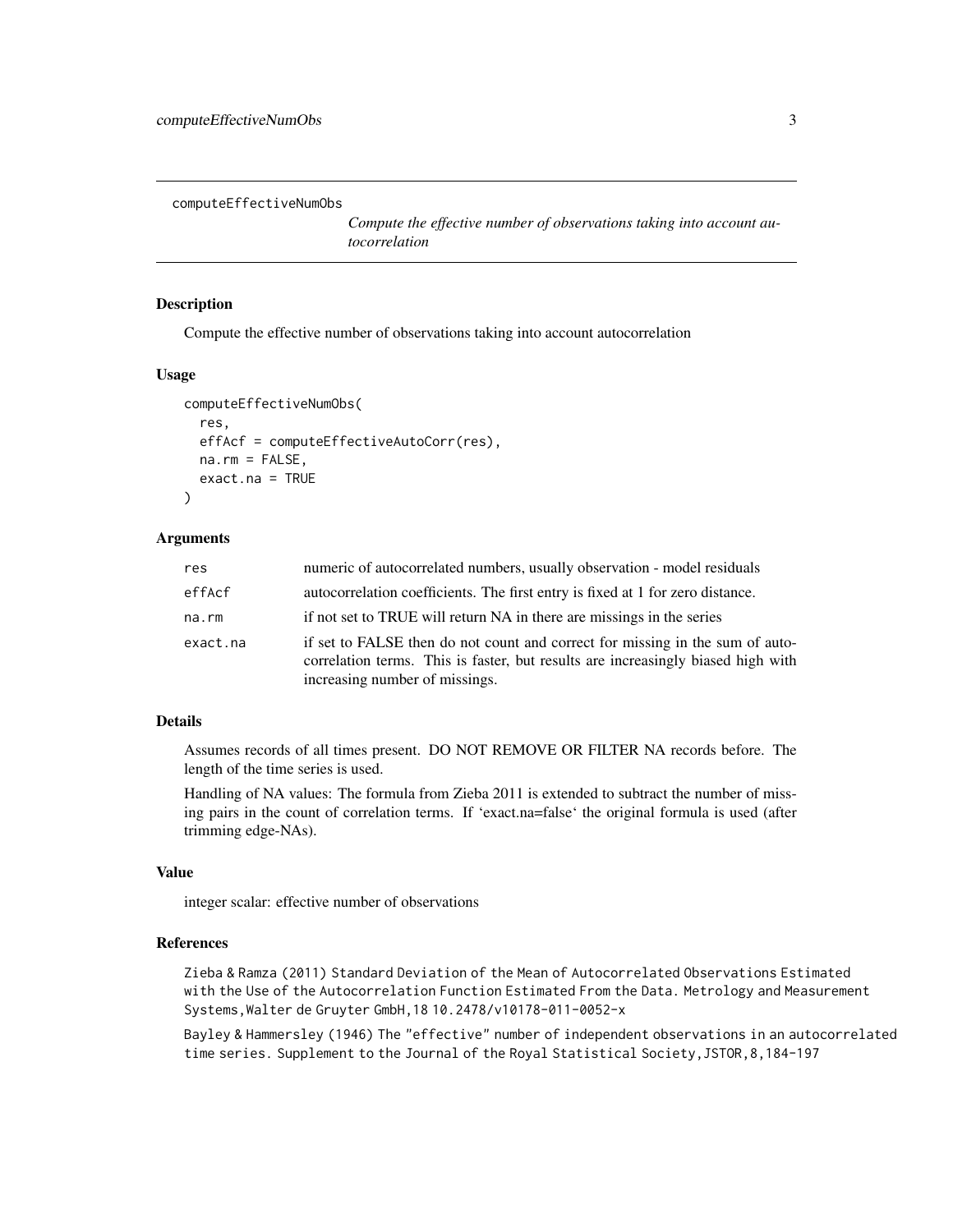`computeEffectiveNumObs` — *Compute the effective number of observations taking into account autocorrelation*

## Description

Compute the effective number of observations taking into account autocorrelation

## Usage

```
computeEffectiveNumObs(
  res,
  effAcf = computeEffectiveAutoCorr(res),
  na.rm = FALSE,
  exact.na = TRUE
)
```

## Arguments

| | |
|---|---|
| `res` | numeric of autocorrelated numbers, usually observation - model residuals |
| `effAcf` | autocorrelation coefficients. The first entry is fixed at 1 for zero distance. |
| `na.rm` | if not set to TRUE will return NA in there are missings in the series |
| `exact.na` | if set to FALSE then do not count and correct for missing in the sum of autocorrelation terms. This is faster, but results are increasingly biased high with increasing number of missings. |

## Details

Assumes records of all times present. DO NOT REMOVE OR FILTER NA records before. The length of the time series is used.

Handling of NA values: The formula from Zieba 2011 is extended to subtract the number of missing pairs in the count of correlation terms. If 'exact.na=false' the original formula is used (after trimming edge-NAs).

## Value

integer scalar: effective number of observations

## References

Zieba & Ramza (2011) Standard Deviation of the Mean of Autocorrelated Observations Estimated with the Use of the Autocorrelation Function Estimated From the Data. Metrology and Measurement Systems,Walter de Gruyter GmbH,18 10.2478/v10178-011-0052-x

Bayley & Hammersley (1946) The "effective" number of independent observations in an autocorrelated time series. Supplement to the Journal of the Royal Statistical Society,JSTOR,8,184-197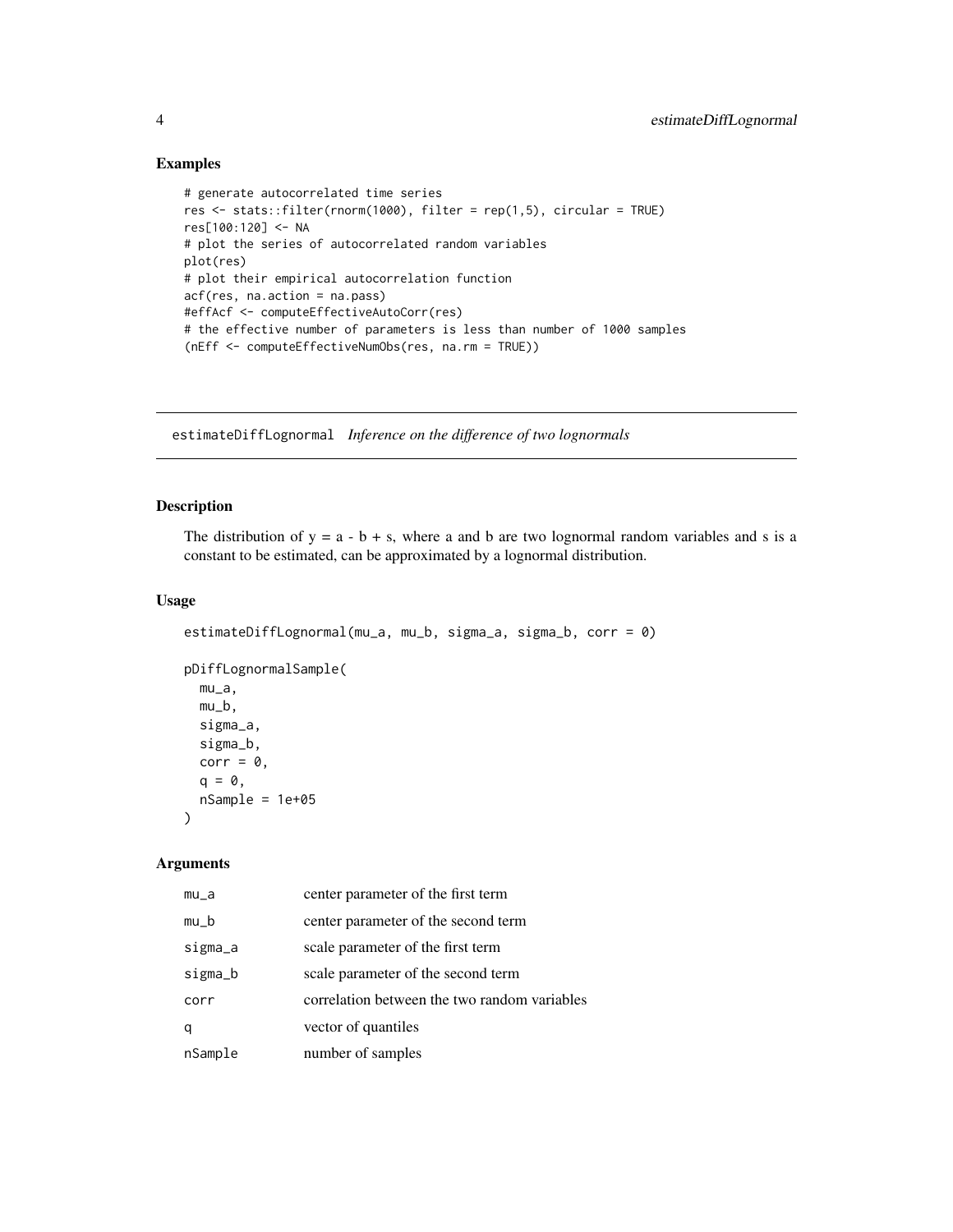## Examples

```
# generate autocorrelated time series
res <- stats::filter(rnorm(1000), filter = rep(1,5), circular = TRUE)
res[100:120] <- NA
# plot the series of autocorrelated random variables
plot(res)
# plot their empirical autocorrelation function
acf(res, na.action = na.pass)
#effAcf <- computeEffectiveAutoCorr(res)
# the effective number of parameters is less than number of 1000 samples
(nEff <- computeEffectiveNumObs(res, na.rm = TRUE))
```

---

# estimateDiffLognormal *Inference on the difference of two lognormals*

---

## Description

The distribution of y = a - b + s, where a and b are two lognormal random variables and s is a constant to be estimated, can be approximated by a lognormal distribution.

## Usage

```
estimateDiffLognormal(mu_a, mu_b, sigma_a, sigma_b, corr = 0)

pDiffLognormalSample(
  mu_a,
  mu_b,
  sigma_a,
  sigma_b,
  corr = 0,
  q = 0,
  nSample = 1e+05
)
```

## Arguments

| | |
|---|---|
| mu_a | center parameter of the first term |
| mu_b | center parameter of the second term |
| sigma_a | scale parameter of the first term |
| sigma_b | scale parameter of the second term |
| corr | correlation between the two random variables |
| q | vector of quantiles |
| nSample | number of samples |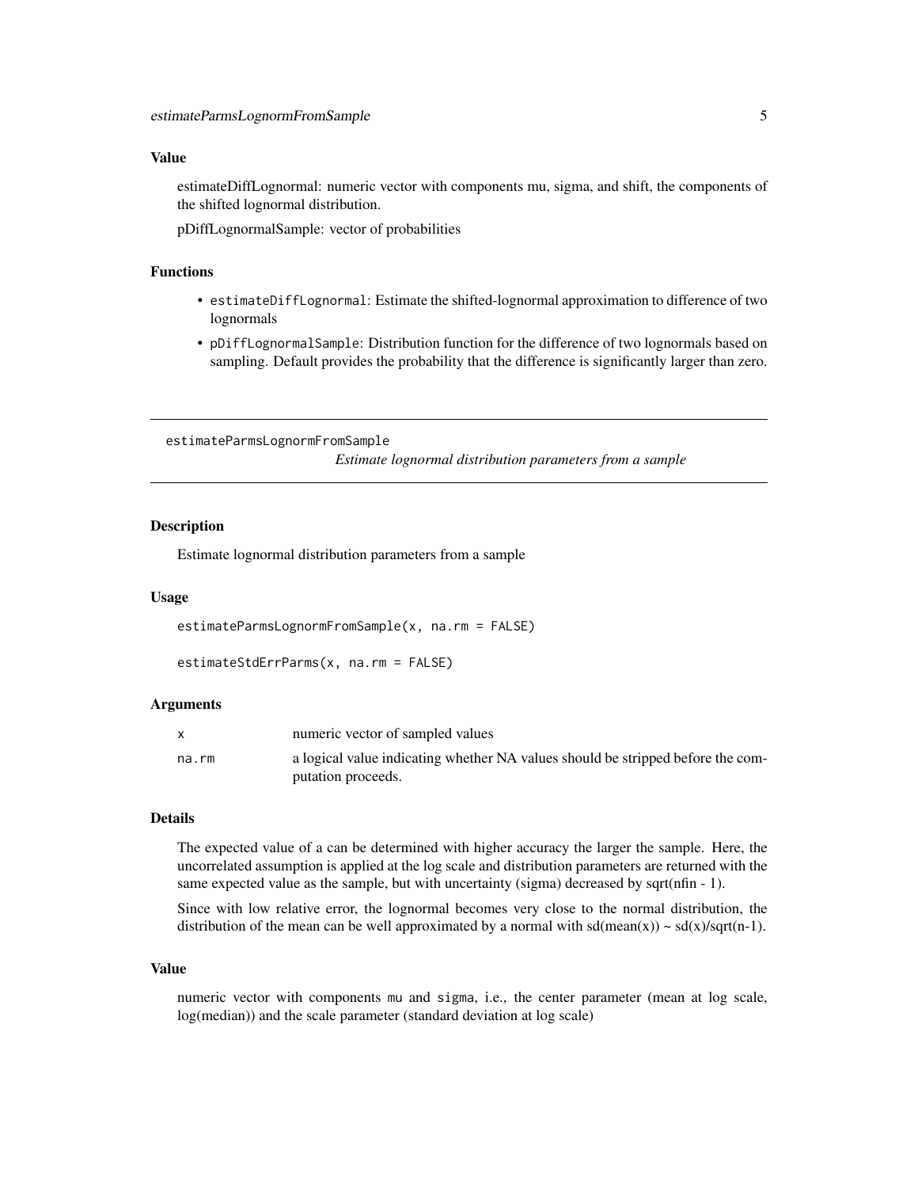### Value

estimateDiffLognormal: numeric vector with components mu, sigma, and shift, the components of the shifted lognormal distribution.

pDiffLognormalSample: vector of probabilities

### Functions

- `estimateDiffLognormal`: Estimate the shifted-lognormal approximation to difference of two lognormals
- `pDiffLognormalSample`: Distribution function for the difference of two lognormals based on sampling. Default provides the probability that the difference is significantly larger than zero.

---

## estimateParmsLognormFromSample — *Estimate lognormal distribution parameters from a sample*

---

### Description

Estimate lognormal distribution parameters from a sample

### Usage

```
estimateParmsLognormFromSample(x, na.rm = FALSE)

estimateStdErrParms(x, na.rm = FALSE)
```

### Arguments

| | |
|---|---|
| `x` | numeric vector of sampled values |
| `na.rm` | a logical value indicating whether NA values should be stripped before the computation proceeds. |

### Details

The expected value of a can be determined with higher accuracy the larger the sample. Here, the uncorrelated assumption is applied at the log scale and distribution parameters are returned with the same expected value as the sample, but with uncertainty (sigma) decreased by sqrt(nfin - 1).

Since with low relative error, the lognormal becomes very close to the normal distribution, the distribution of the mean can be well approximated by a normal with sd(mean(x)) ~ sd(x)/sqrt(n-1).

### Value

numeric vector with components `mu` and `sigma`, i.e., the center parameter (mean at log scale, log(median)) and the scale parameter (standard deviation at log scale)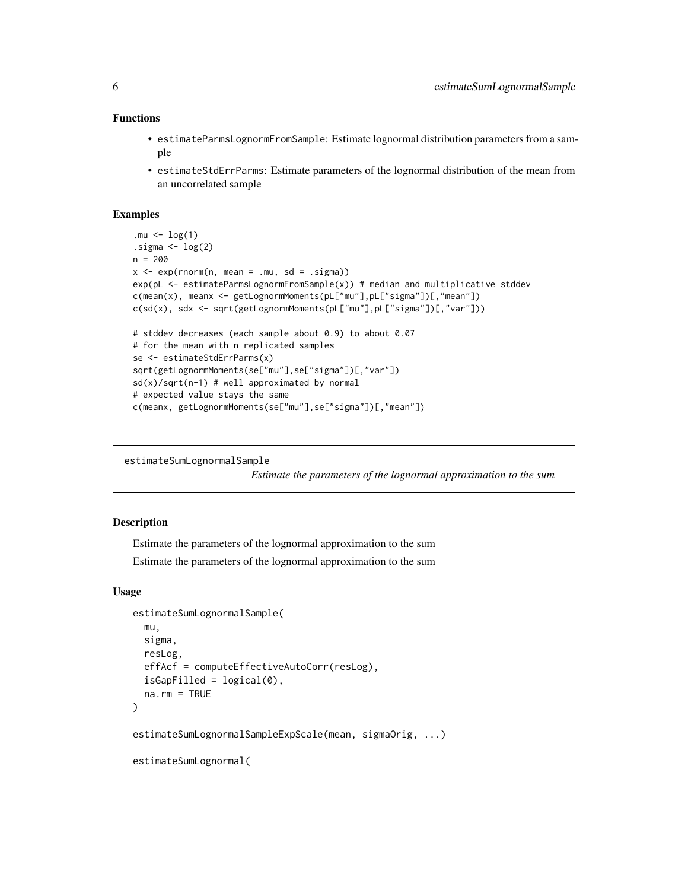### Functions

- `estimateParmsLognormFromSample`: Estimate lognormal distribution parameters from a sample
- `estimateStdErrParms`: Estimate parameters of the lognormal distribution of the mean from an uncorrelated sample

### Examples

```
.mu <- log(1)
.sigma <- log(2)
n = 200
x <- exp(rnorm(n, mean = .mu, sd = .sigma))
exp(pL <- estimateParmsLognormFromSample(x)) # median and multiplicative stddev
c(mean(x), meanx <- getLognormMoments(pL["mu"],pL["sigma"])[,"mean"])
c(sd(x), sdx <- sqrt(getLognormMoments(pL["mu"],pL["sigma"])[,"var"]))

# stddev decreases (each sample about 0.9) to about 0.07
# for the mean with n replicated samples
se <- estimateStdErrParms(x)
sqrt(getLognormMoments(se["mu"],se["sigma"])[,"var"])
sd(x)/sqrt(n-1) # well approximated by normal
# expected value stays the same
c(meanx, getLognormMoments(se["mu"],se["sigma"])[,"mean"])
```

---

## estimateSumLognormalSample

*Estimate the parameters of the lognormal approximation to the sum*

---

### Description

Estimate the parameters of the lognormal approximation to the sum

Estimate the parameters of the lognormal approximation to the sum

### Usage

```
estimateSumLognormalSample(
  mu,
  sigma,
  resLog,
  effAcf = computeEffectiveAutoCorr(resLog),
  isGapFilled = logical(0),
  na.rm = TRUE
)

estimateSumLognormalSampleExpScale(mean, sigmaOrig, ...)

estimateSumLognormal(
```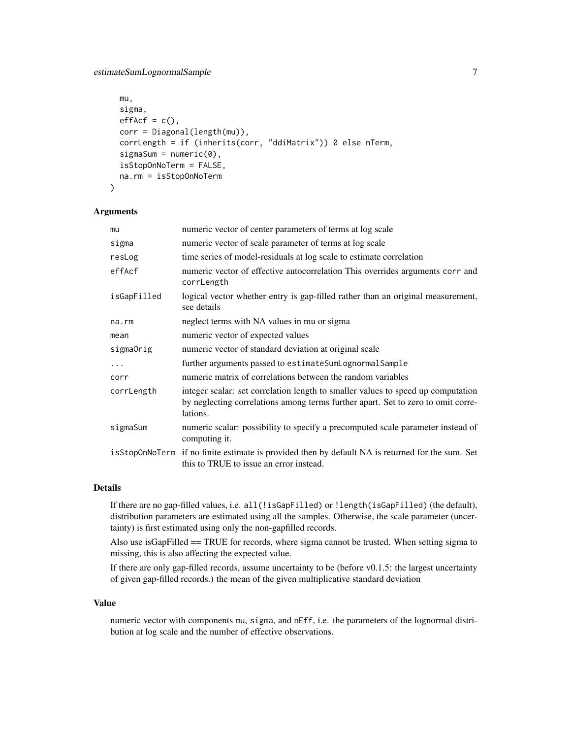```
  mu,
  sigma,
  effAcf = c(),
  corr = Diagonal(length(mu)),
  corrLength = if (inherits(corr, "ddiMatrix")) 0 else nTerm,
  sigmaSum = numeric(0),
  isStopOnNoTerm = FALSE,
  na.rm = isStopOnNoTerm
)
```

### Arguments

| | |
|---|---|
| `mu` | numeric vector of center parameters of terms at log scale |
| `sigma` | numeric vector of scale parameter of terms at log scale |
| `resLog` | time series of model-residuals at log scale to estimate correlation |
| `effAcf` | numeric vector of effective autocorrelation This overrides arguments `corr` and `corrLength` |
| `isGapFilled` | logical vector whether entry is gap-filled rather than an original measurement, see details |
| `na.rm` | neglect terms with NA values in mu or sigma |
| `mean` | numeric vector of expected values |
| `sigmaOrig` | numeric vector of standard deviation at original scale |
| `...` | further arguments passed to `estimateSumLognormalSample` |
| `corr` | numeric matrix of correlations between the random variables |
| `corrLength` | integer scalar: set correlation length to smaller values to speed up computation by neglecting correlations among terms further apart. Set to zero to omit correlations. |
| `sigmaSum` | numeric scalar: possibility to specify a precomputed scale parameter instead of computing it. |
| `isStopOnNoTerm` | if no finite estimate is provided then by default NA is returned for the sum. Set this to TRUE to issue an error instead. |

### Details

If there are no gap-filled values, i.e. `all(!isGapFilled)` or `!length(isGapFilled)` (the default), distribution parameters are estimated using all the samples. Otherwise, the scale parameter (uncertainty) is first estimated using only the non-gapfilled records.

Also use isGapFilled == TRUE for records, where sigma cannot be trusted. When setting sigma to missing, this is also affecting the expected value.

If there are only gap-filled records, assume uncertainty to be (before v0.1.5: the largest uncertainty of given gap-filled records.) the mean of the given multiplicative standard deviation

### Value

numeric vector with components `mu`, `sigma`, and `nEff`, i.e. the parameters of the lognormal distribution at log scale and the number of effective observations.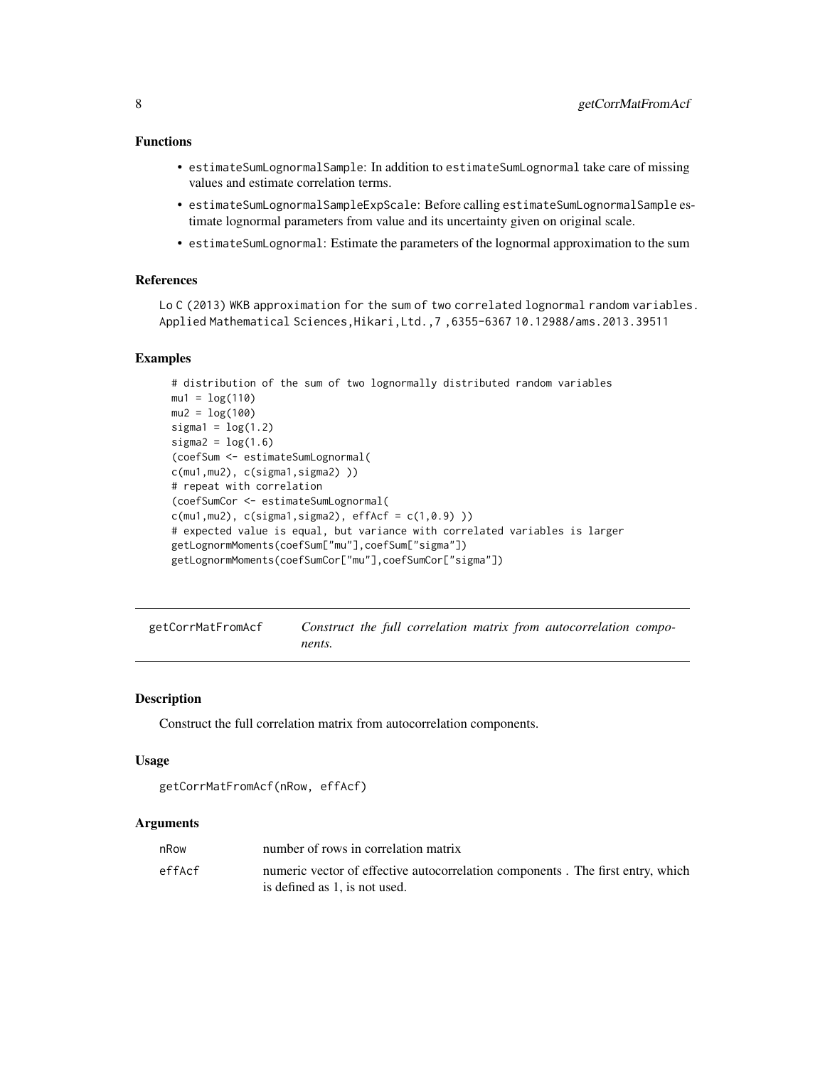### Functions

- `estimateSumLognormalSample`: In addition to `estimateSumLognormal` take care of missing values and estimate correlation terms.
- `estimateSumLognormalSampleExpScale`: Before calling `estimateSumLognormalSample` estimate lognormal parameters from value and its uncertainty given on original scale.
- `estimateSumLognormal`: Estimate the parameters of the lognormal approximation to the sum

### References

Lo C (2013) WKB approximation for the sum of two correlated lognormal random variables. Applied Mathematical Sciences, Hikari, Ltd., 7, 6355-6367 10.12988/ams.2013.39511

### Examples

```
# distribution of the sum of two lognormally distributed random variables
mu1 = log(110)
mu2 = log(100)
sigma1 = log(1.2)
sigma2 = log(1.6)
(coefSum <- estimateSumLognormal(
c(mu1,mu2), c(sigma1,sigma2) ))
# repeat with correlation
(coefSumCor <- estimateSumLognormal(
c(mu1,mu2), c(sigma1,sigma2), effAcf = c(1,0.9) ))
# expected value is equal, but variance with correlated variables is larger
getLognormMoments(coefSum["mu"],coefSum["sigma"])
getLognormMoments(coefSumCor["mu"],coefSumCor["sigma"])
```

---

## getCorrMatFromAcf — *Construct the full correlation matrix from autocorrelation components.*

---

### Description

Construct the full correlation matrix from autocorrelation components.

### Usage

```
getCorrMatFromAcf(nRow, effAcf)
```

### Arguments

| | |
|---|---|
| nRow | number of rows in correlation matrix |
| effAcf | numeric vector of effective autocorrelation components . The first entry, which is defined as 1, is not used. |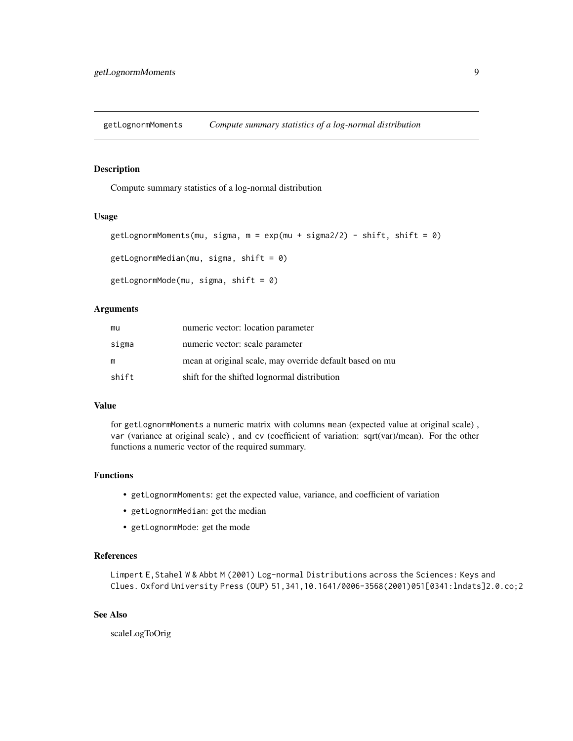## getLognormMoments — *Compute summary statistics of a log-normal distribution*

### Description

Compute summary statistics of a log-normal distribution

### Usage

```
getLognormMoments(mu, sigma, m = exp(mu + sigma2/2) - shift, shift = 0)

getLognormMedian(mu, sigma, shift = 0)

getLognormMode(mu, sigma, shift = 0)
```

### Arguments

| | |
|---|---|
| `mu` | numeric vector: location parameter |
| `sigma` | numeric vector: scale parameter |
| `m` | mean at original scale, may override default based on mu |
| `shift` | shift for the shifted lognormal distribution |

### Value

for `getLognormMoments` a numeric matrix with columns `mean` (expected value at original scale) , `var` (variance at original scale) , and `cv` (coefficient of variation: sqrt(var)/mean). For the other functions a numeric vector of the required summary.

### Functions

- `getLognormMoments`: get the expected value, variance, and coefficient of variation
- `getLognormMedian`: get the median
- `getLognormMode`: get the mode

### References

Limpert E, Stahel W & Abbt M (2001) Log-normal Distributions across the Sciences: Keys and Clues. Oxford University Press (OUP) 51,341,10.1641/0006-3568(2001)051[0341:lndats]2.0.co;2

### See Also

scaleLogToOrig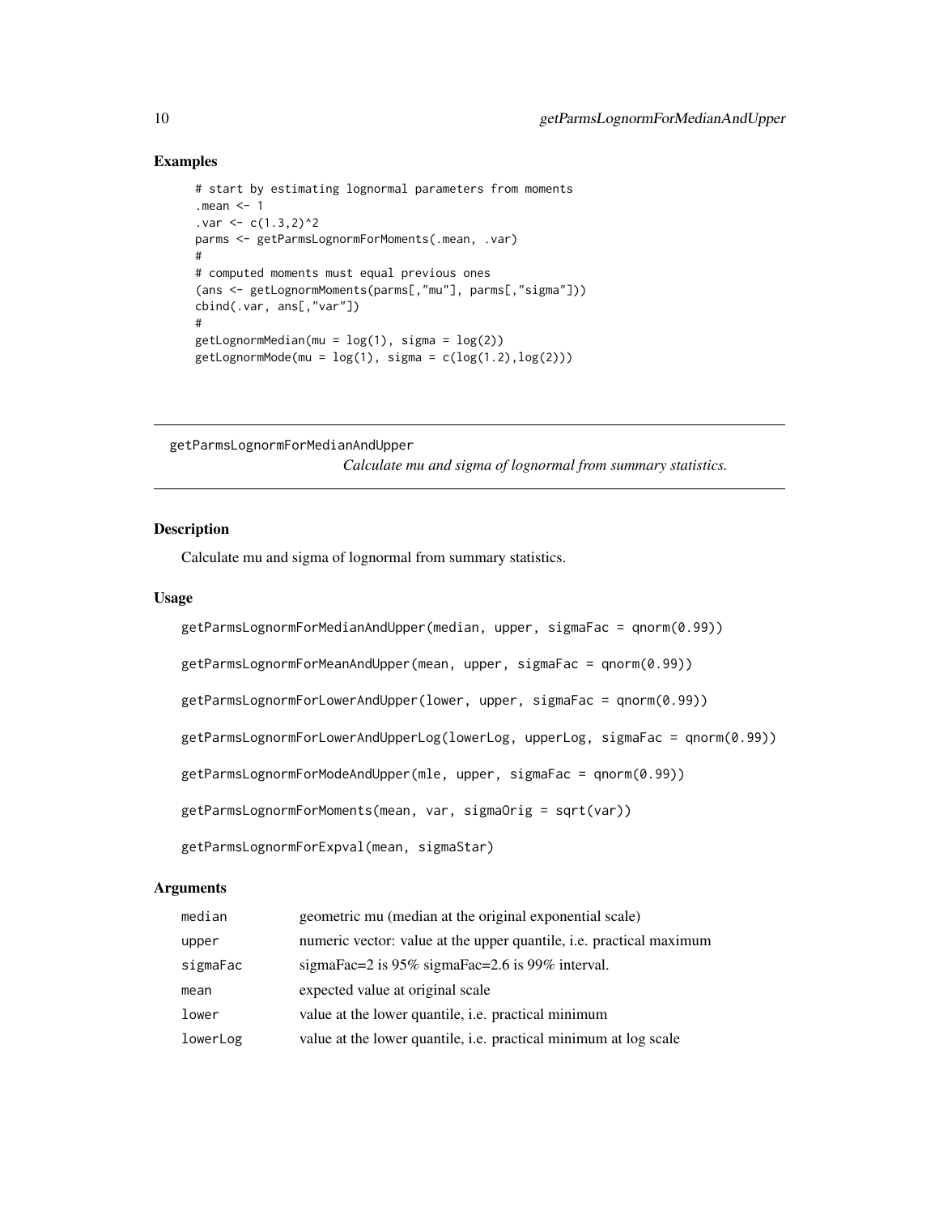## Examples

```
# start by estimating lognormal parameters from moments
.mean <- 1
.var <- c(1.3,2)^2
parms <- getParmsLognormForMoments(.mean, .var)
#
# computed moments must equal previous ones
(ans <- getLognormMoments(parms[,"mu"], parms[,"sigma"]))
cbind(.var, ans[,"var"])
#
getLognormMedian(mu = log(1), sigma = log(2))
getLognormMode(mu = log(1), sigma = c(log(1.2),log(2)))
```

---

# getParmsLognormForMedianAndUpper

*Calculate mu and sigma of lognormal from summary statistics.*

---

## Description

Calculate mu and sigma of lognormal from summary statistics.

## Usage

```
getParmsLognormForMedianAndUpper(median, upper, sigmaFac = qnorm(0.99))

getParmsLognormForMeanAndUpper(mean, upper, sigmaFac = qnorm(0.99))

getParmsLognormForLowerAndUpper(lower, upper, sigmaFac = qnorm(0.99))

getParmsLognormForLowerAndUpperLog(lowerLog, upperLog, sigmaFac = qnorm(0.99))

getParmsLognormForModeAndUpper(mle, upper, sigmaFac = qnorm(0.99))

getParmsLognormForMoments(mean, var, sigmaOrig = sqrt(var))

getParmsLognormForExpval(mean, sigmaStar)
```

## Arguments

| | |
|---|---|
| `median` | geometric mu (median at the original exponential scale) |
| `upper` | numeric vector: value at the upper quantile, i.e. practical maximum |
| `sigmaFac` | sigmaFac=2 is 95% sigmaFac=2.6 is 99% interval. |
| `mean` | expected value at original scale |
| `lower` | value at the lower quantile, i.e. practical minimum |
| `lowerLog` | value at the lower quantile, i.e. practical minimum at log scale |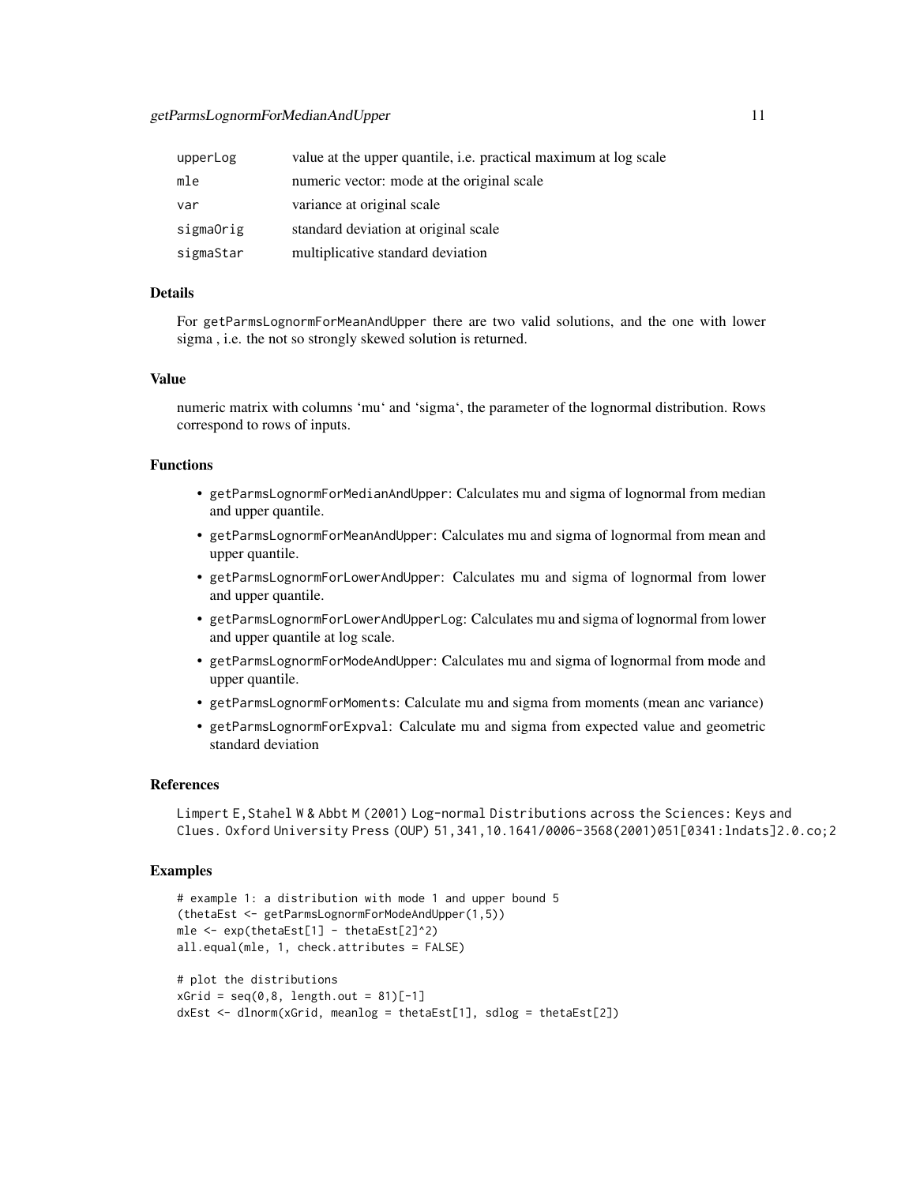| | |
|---|---|
| upperLog | value at the upper quantile, i.e. practical maximum at log scale |
| mle | numeric vector: mode at the original scale |
| var | variance at original scale |
| sigmaOrig | standard deviation at original scale |
| sigmaStar | multiplicative standard deviation |

### Details

For getParmsLognormForMeanAndUpper there are two valid solutions, and the one with lower sigma , i.e. the not so strongly skewed solution is returned.

### Value

numeric matrix with columns 'mu' and 'sigma', the parameter of the lognormal distribution. Rows correspond to rows of inputs.

### Functions

- getParmsLognormForMedianAndUpper: Calculates mu and sigma of lognormal from median and upper quantile.
- getParmsLognormForMeanAndUpper: Calculates mu and sigma of lognormal from mean and upper quantile.
- getParmsLognormForLowerAndUpper: Calculates mu and sigma of lognormal from lower and upper quantile.
- getParmsLognormForLowerAndUpperLog: Calculates mu and sigma of lognormal from lower and upper quantile at log scale.
- getParmsLognormForModeAndUpper: Calculates mu and sigma of lognormal from mode and upper quantile.
- getParmsLognormForMoments: Calculate mu and sigma from moments (mean anc variance)
- getParmsLognormForExpval: Calculate mu and sigma from expected value and geometric standard deviation

### References

Limpert E,Stahel W & Abbt M (2001) Log-normal Distributions across the Sciences: Keys and Clues. Oxford University Press (OUP) 51,341,10.1641/0006-3568(2001)051[0341:lndats]2.0.co;2

### Examples

```
# example 1: a distribution with mode 1 and upper bound 5
(thetaEst <- getParmsLognormForModeAndUpper(1,5))
mle <- exp(thetaEst[1] - thetaEst[2]^2)
all.equal(mle, 1, check.attributes = FALSE)

# plot the distributions
xGrid = seq(0,8, length.out = 81)[-1]
dxEst <- dlnorm(xGrid, meanlog = thetaEst[1], sdlog = thetaEst[2])
```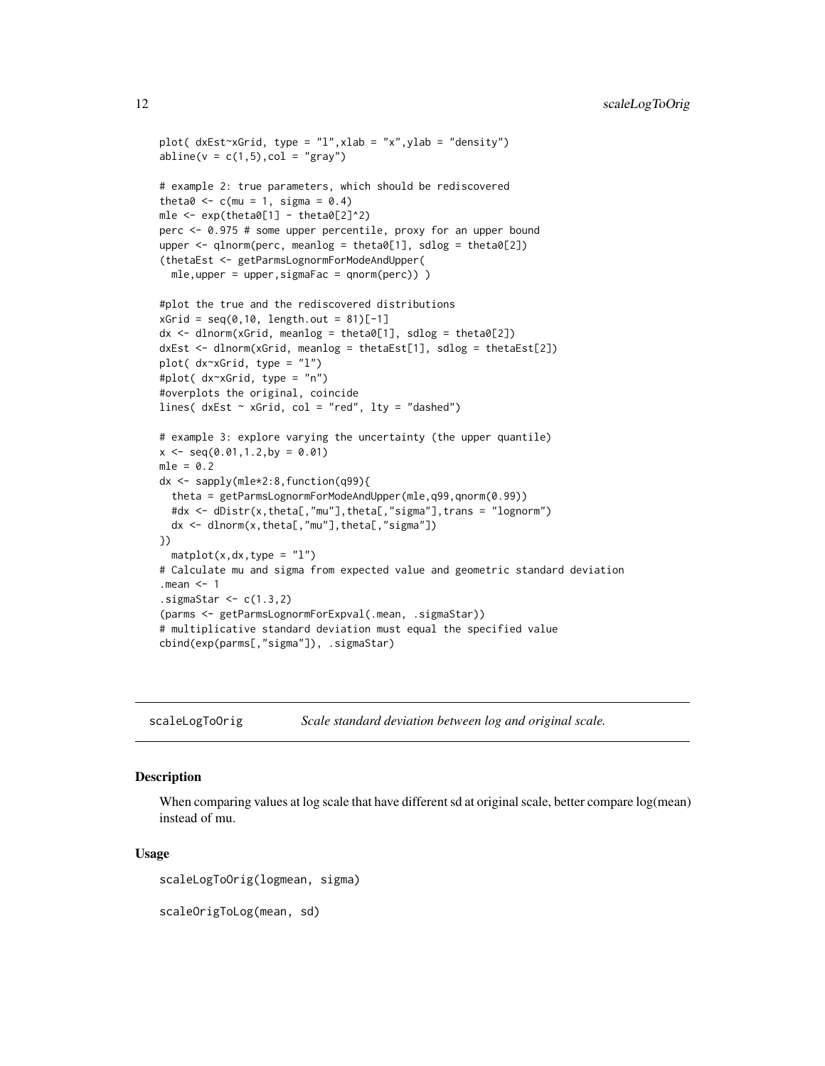```
plot( dxEst~xGrid, type = "l",xlab = "x",ylab = "density")
abline(v = c(1,5),col = "gray")

# example 2: true parameters, which should be rediscovered
theta0 <- c(mu = 1, sigma = 0.4)
mle <- exp(theta0[1] - theta0[2]^2)
perc <- 0.975 # some upper percentile, proxy for an upper bound
upper <- qlnorm(perc, meanlog = theta0[1], sdlog = theta0[2])
(thetaEst <- getParmsLognormForModeAndUpper(
  mle,upper = upper,sigmaFac = qnorm(perc)) )

#plot the true and the rediscovered distributions
xGrid = seq(0,10, length.out = 81)[-1]
dx <- dlnorm(xGrid, meanlog = theta0[1], sdlog = theta0[2])
dxEst <- dlnorm(xGrid, meanlog = thetaEst[1], sdlog = thetaEst[2])
plot( dx~xGrid, type = "l")
#plot( dx~xGrid, type = "n")
#overplots the original, coincide
lines( dxEst ~ xGrid, col = "red", lty = "dashed")

# example 3: explore varying the uncertainty (the upper quantile)
x <- seq(0.01,1.2,by = 0.01)
mle = 0.2
dx <- sapply(mle*2:8,function(q99){
  theta = getParmsLognormForModeAndUpper(mle,q99,qnorm(0.99))
  #dx <- dDistr(x,theta[,"mu"],theta[,"sigma"],trans = "lognorm")
  dx <- dlnorm(x,theta[,"mu"],theta[,"sigma"])
})
  matplot(x,dx,type = "l")
# Calculate mu and sigma from expected value and geometric standard deviation
.mean <- 1
.sigmaStar <- c(1.3,2)
(parms <- getParmsLognormForExpval(.mean, .sigmaStar))
# multiplicative standard deviation must equal the specified value
cbind(exp(parms[,"sigma"]), .sigmaStar)
```

---

## scaleLogToOrig *Scale standard deviation between log and original scale.*

### Description

When comparing values at log scale that have different sd at original scale, better compare log(mean) instead of mu.

### Usage

```
scaleLogToOrig(logmean, sigma)

scaleOrigToLog(mean, sd)
```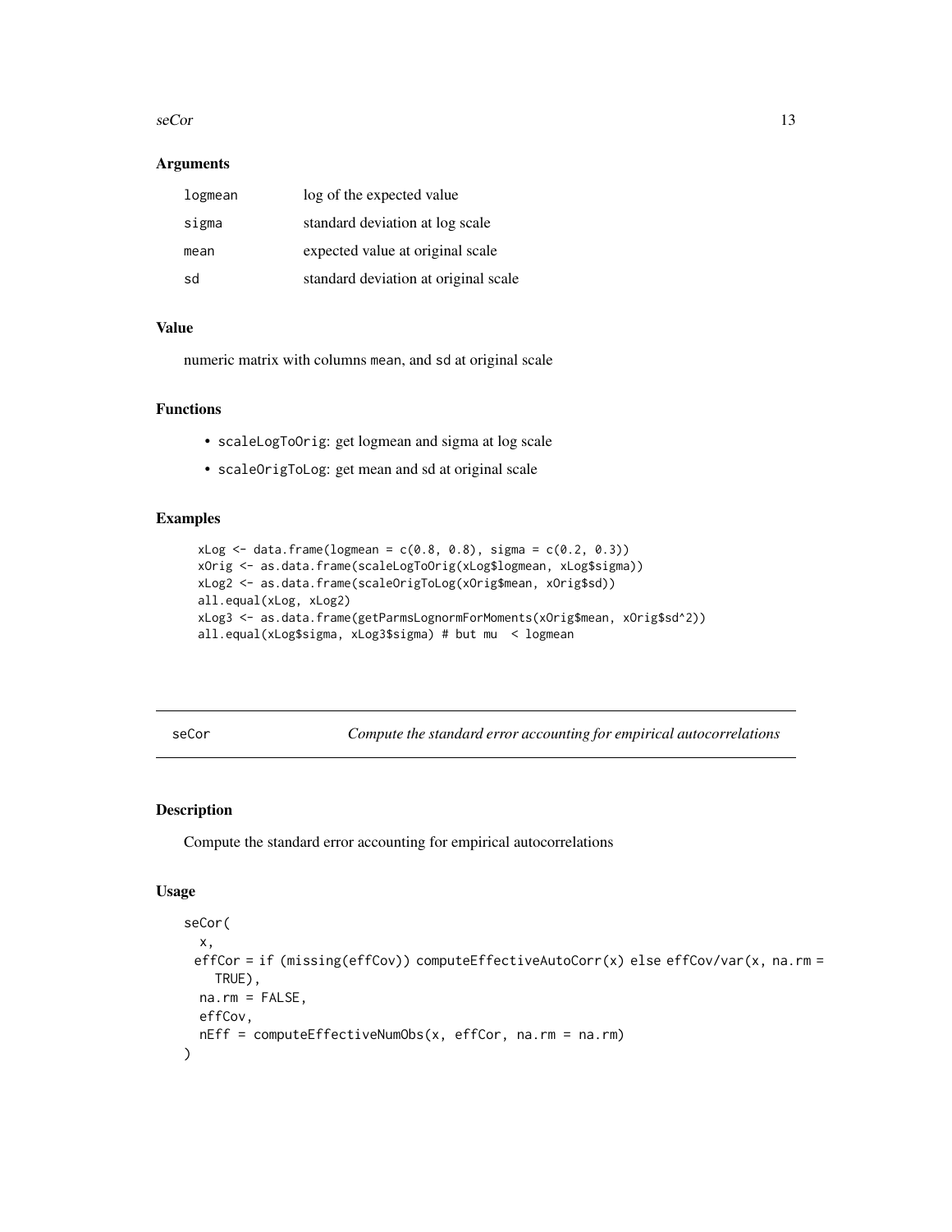### Arguments

| | |
|---|---|
| `logmean` | log of the expected value |
| `sigma` | standard deviation at log scale |
| `mean` | expected value at original scale |
| `sd` | standard deviation at original scale |

### Value

numeric matrix with columns `mean`, and `sd` at original scale

### Functions

- `scaleLogToOrig`: get logmean and sigma at log scale
- `scaleOrigToLog`: get mean and sd at original scale

### Examples

```
xLog <- data.frame(logmean = c(0.8, 0.8), sigma = c(0.2, 0.3))
xOrig <- as.data.frame(scaleLogToOrig(xLog$logmean, xLog$sigma))
xLog2 <- as.data.frame(scaleOrigToLog(xOrig$mean, xOrig$sd))
all.equal(xLog, xLog2)
xLog3 <- as.data.frame(getParmsLognormForMoments(xOrig$mean, xOrig$sd^2))
all.equal(xLog$sigma, xLog3$sigma) # but mu  < logmean
```

---

## seCor — *Compute the standard error accounting for empirical autocorrelations*

---

### Description

Compute the standard error accounting for empirical autocorrelations

### Usage

```
seCor(
  x,
  effCor = if (missing(effCov)) computeEffectiveAutoCorr(x) else effCov/var(x, na.rm =
    TRUE),
  na.rm = FALSE,
  effCov,
  nEff = computeEffectiveNumObs(x, effCor, na.rm = na.rm)
)
```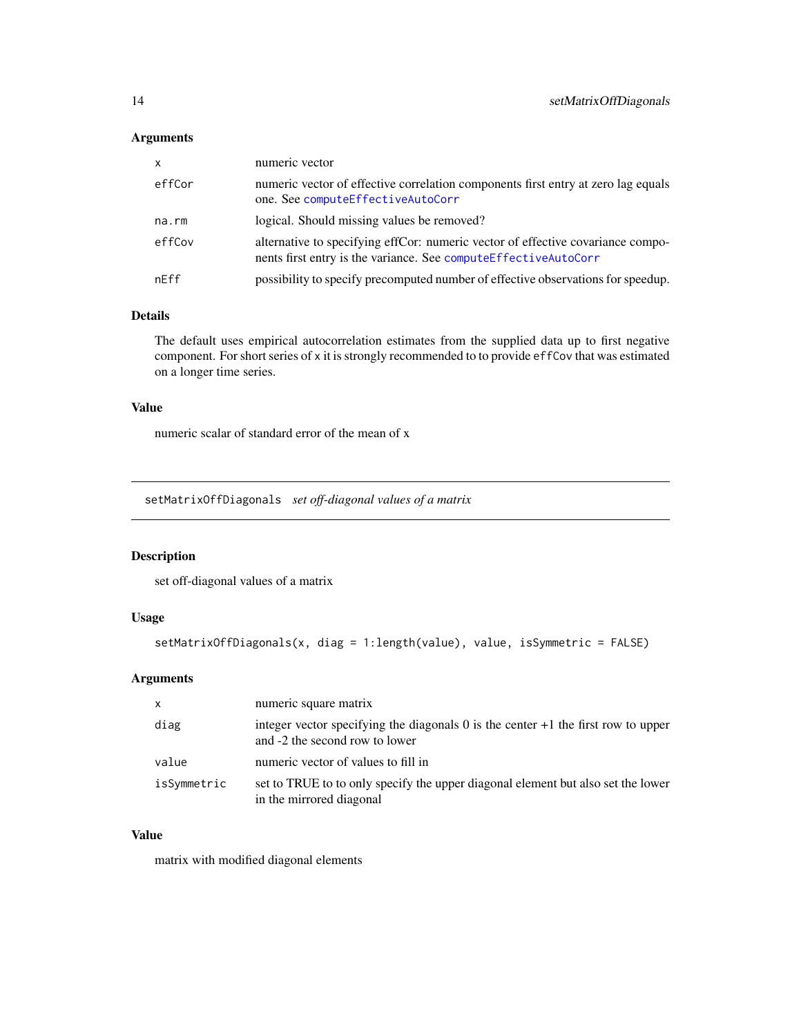### Arguments

| | |
|---|---|
| `x` | numeric vector |
| `effCor` | numeric vector of effective correlation components first entry at zero lag equals one. See `computeEffectiveAutoCorr` |
| `na.rm` | logical. Should missing values be removed? |
| `effCov` | alternative to specifying effCor: numeric vector of effective covariance components first entry is the variance. See `computeEffectiveAutoCorr` |
| `nEff` | possibility to specify precomputed number of effective observations for speedup. |

### Details

The default uses empirical autocorrelation estimates from the supplied data up to first negative component. For short series of `x` it is strongly recommended to to provide `effCov` that was estimated on a longer time series.

### Value

numeric scalar of standard error of the mean of x

---

## `setMatrixOffDiagonals` *set off-diagonal values of a matrix*

---

### Description

set off-diagonal values of a matrix

### Usage

```
setMatrixOffDiagonals(x, diag = 1:length(value), value, isSymmetric = FALSE)
```

### Arguments

| | |
|---|---|
| `x` | numeric square matrix |
| `diag` | integer vector specifying the diagonals 0 is the center +1 the first row to upper and -2 the second row to lower |
| `value` | numeric vector of values to fill in |
| `isSymmetric` | set to TRUE to to only specify the upper diagonal element but also set the lower in the mirrored diagonal |

### Value

matrix with modified diagonal elements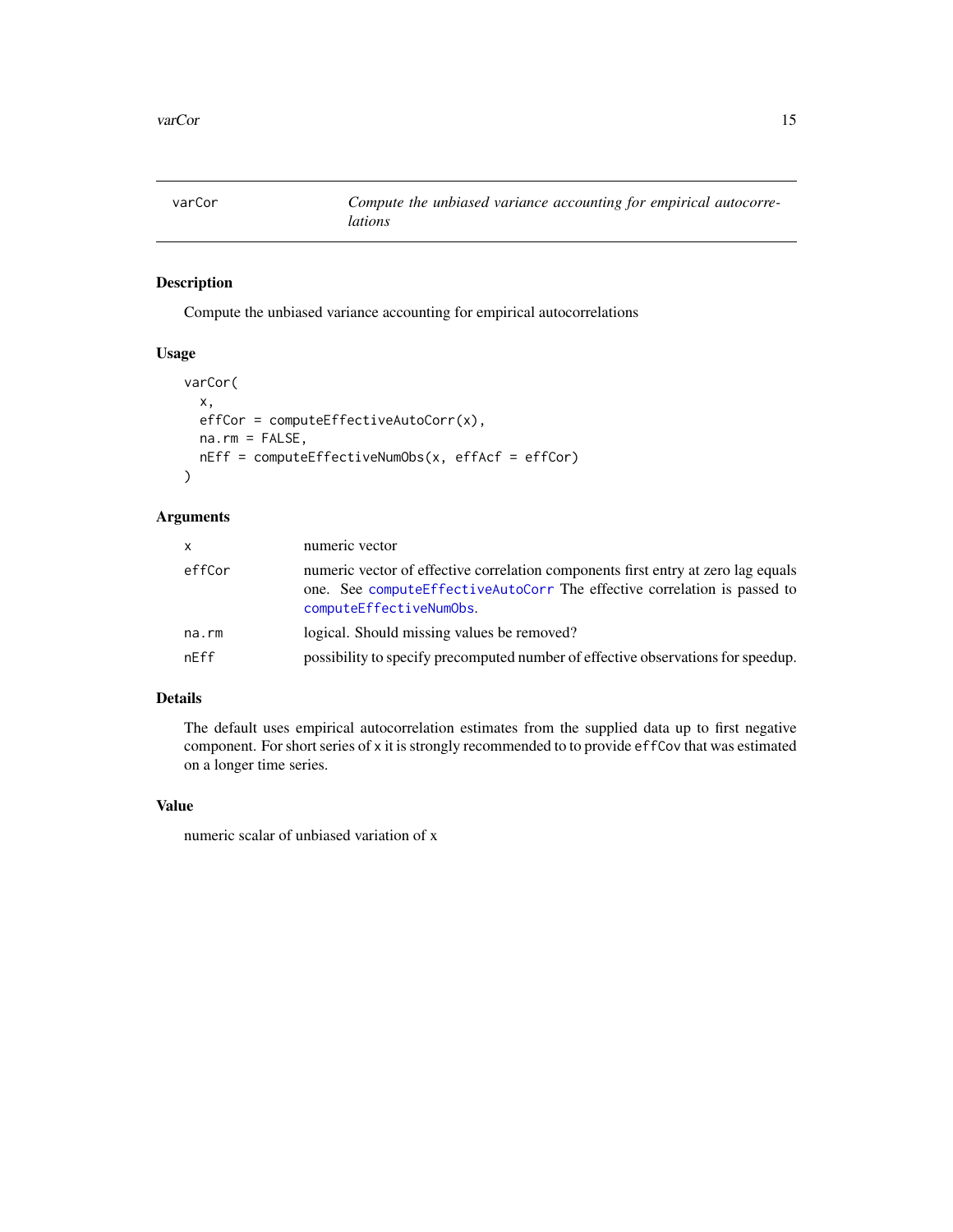## varCor — *Compute the unbiased variance accounting for empirical autocorrelations*

### Description

Compute the unbiased variance accounting for empirical autocorrelations

### Usage

```
varCor(
  x,
  effCor = computeEffectiveAutoCorr(x),
  na.rm = FALSE,
  nEff = computeEffectiveNumObs(x, effAcf = effCor)
)
```

### Arguments

| | |
|---|---|
| `x` | numeric vector |
| `effCor` | numeric vector of effective correlation components first entry at zero lag equals one. See `computeEffectiveAutoCorr` The effective correlation is passed to `computeEffectiveNumObs`. |
| `na.rm` | logical. Should missing values be removed? |
| `nEff` | possibility to specify precomputed number of effective observations for speedup. |

### Details

The default uses empirical autocorrelation estimates from the supplied data up to first negative component. For short series of `x` it is strongly recommended to to provide `effCov` that was estimated on a longer time series.

### Value

numeric scalar of unbiased variation of x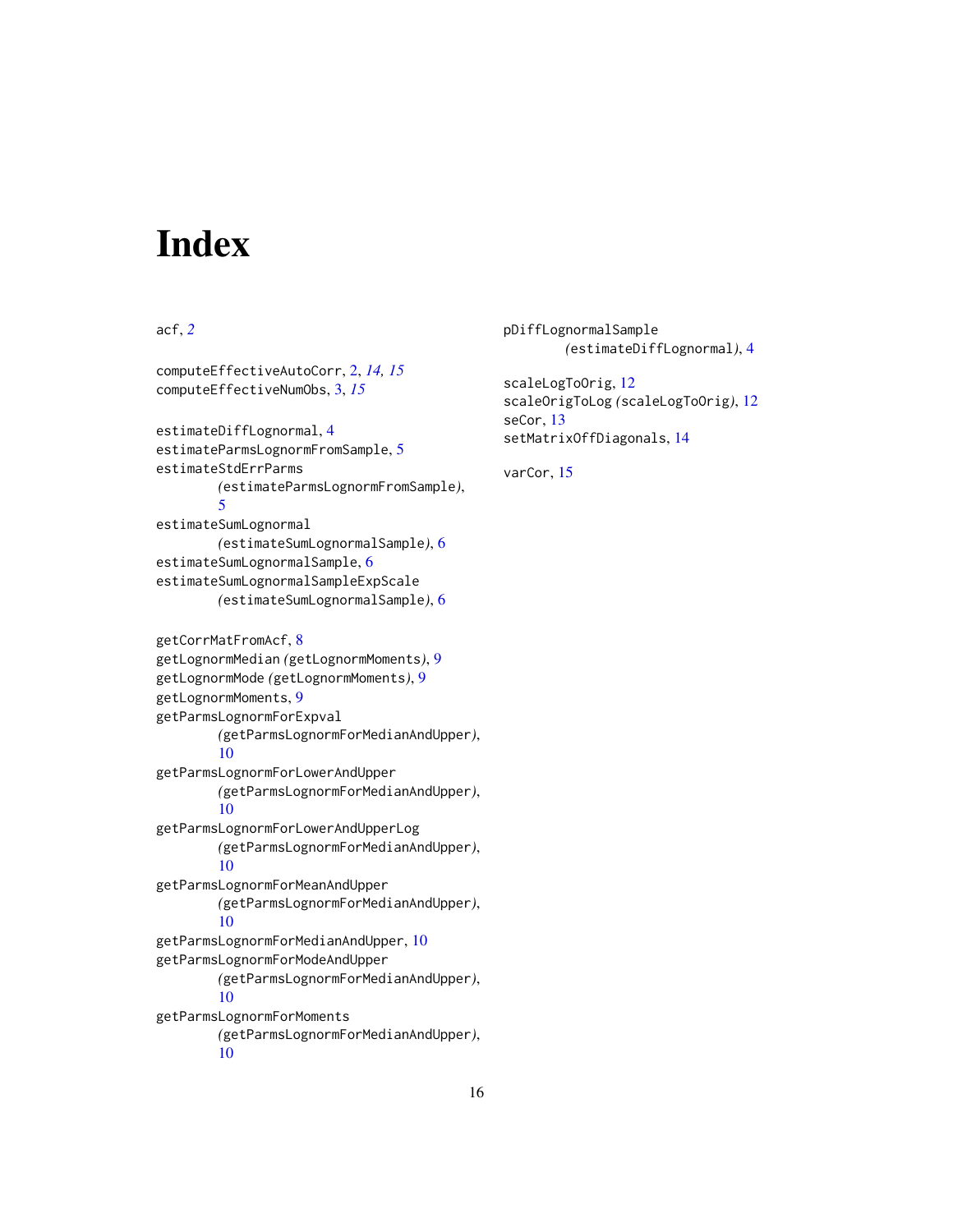# Index

acf, *2*

computeEffectiveAutoCorr, 2, *14, 15*
computeEffectiveNumObs, 3, *15*

estimateDiffLognormal, 4
estimateParmsLognormFromSample, 5
estimateStdErrParms (estimateParmsLognormFromSample), 5
estimateSumLognormal (estimateSumLognormalSample), 6
estimateSumLognormalSample, 6
estimateSumLognormalSampleExpScale (estimateSumLognormalSample), 6

getCorrMatFromAcf, 8
getLognormMedian (getLognormMoments), 9
getLognormMode (getLognormMoments), 9
getLognormMoments, 9
getParmsLognormForExpval (getParmsLognormForMedianAndUpper), 10
getParmsLognormForLowerAndUpper (getParmsLognormForMedianAndUpper), 10
getParmsLognormForLowerAndUpperLog (getParmsLognormForMedianAndUpper), 10
getParmsLognormForMeanAndUpper (getParmsLognormForMedianAndUpper), 10
getParmsLognormForMedianAndUpper, 10
getParmsLognormForModeAndUpper (getParmsLognormForMedianAndUpper), 10
getParmsLognormForMoments (getParmsLognormForMedianAndUpper), 10

pDiffLognormalSample (estimateDiffLognormal), 4

scaleLogToOrig, 12
scaleOrigToLog (scaleLogToOrig), 12
seCor, 13
setMatrixOffDiagonals, 14

varCor, 15